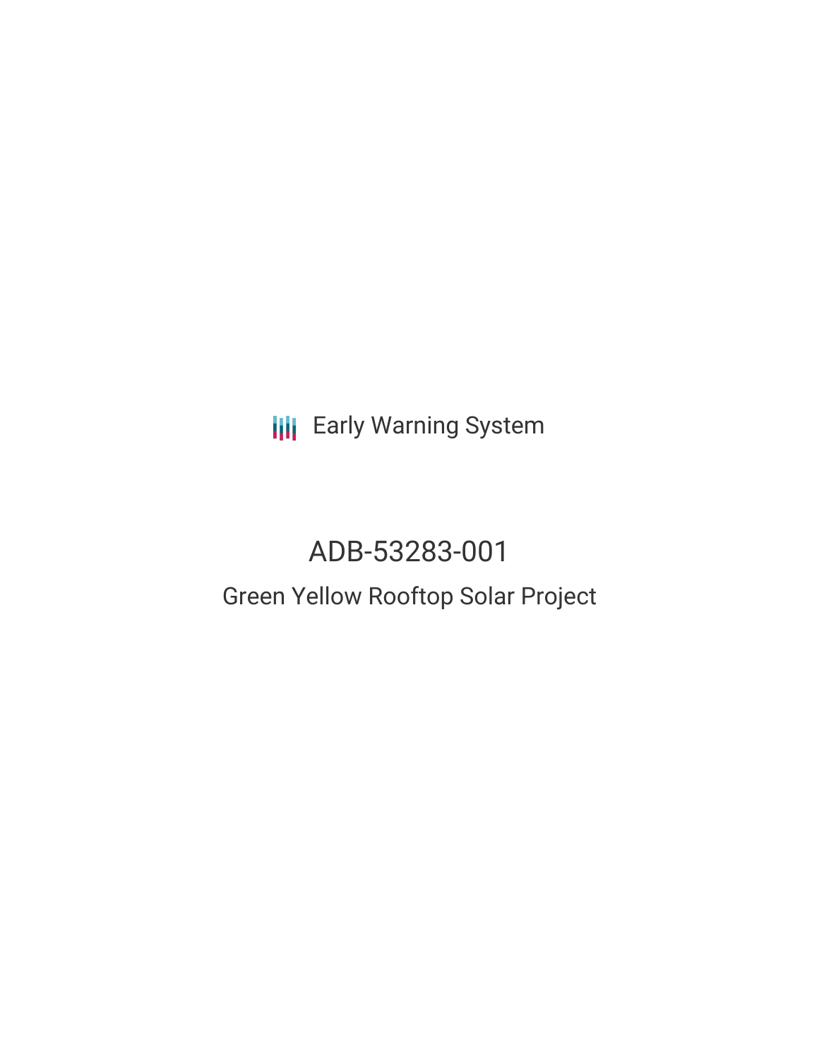Early Warning System

# ADB-53283-001

## Green Yellow Rooftop Solar Project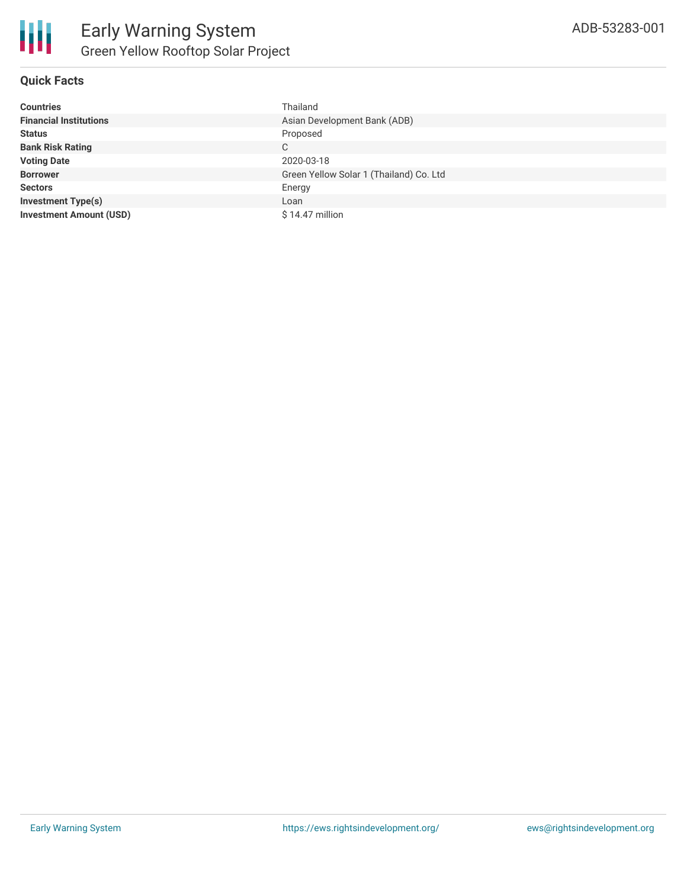# Early Warning System

## Green Yellow Rooftop Solar Project

ADB-53283-001

### Quick Facts

| | |
|---|---|
| **Countries** | Thailand |
| **Financial Institutions** | Asian Development Bank (ADB) |
| **Status** | Proposed |
| **Bank Risk Rating** | C |
| **Voting Date** | 2020-03-18 |
| **Borrower** | Green Yellow Solar 1 (Thailand) Co. Ltd |
| **Sectors** | Energy |
| **Investment Type(s)** | Loan |
| **Investment Amount (USD)** | $ 14.47 million |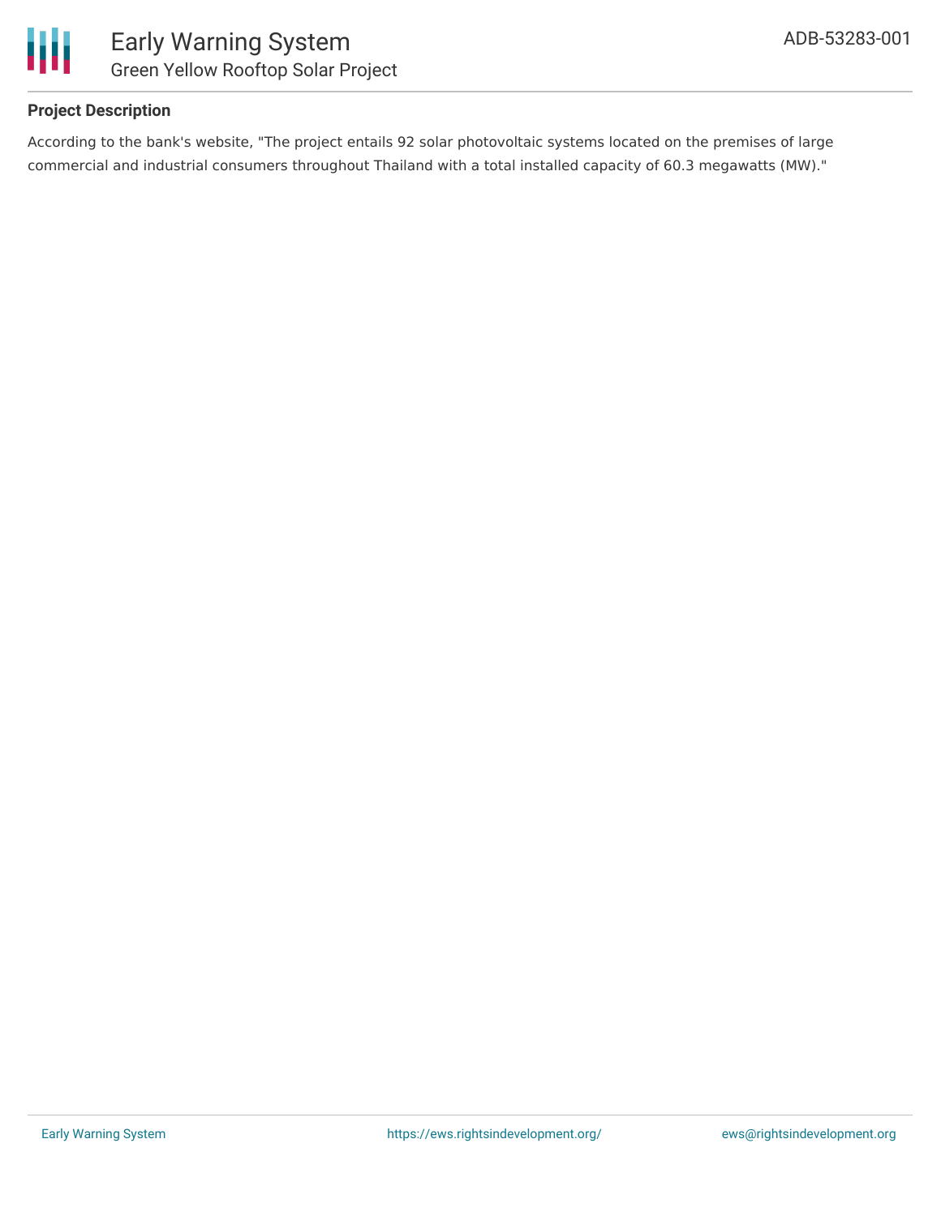## Project Description

According to the bank's website, "The project entails 92 solar photovoltaic systems located on the premises of large commercial and industrial consumers throughout Thailand with a total installed capacity of 60.3 megawatts (MW)."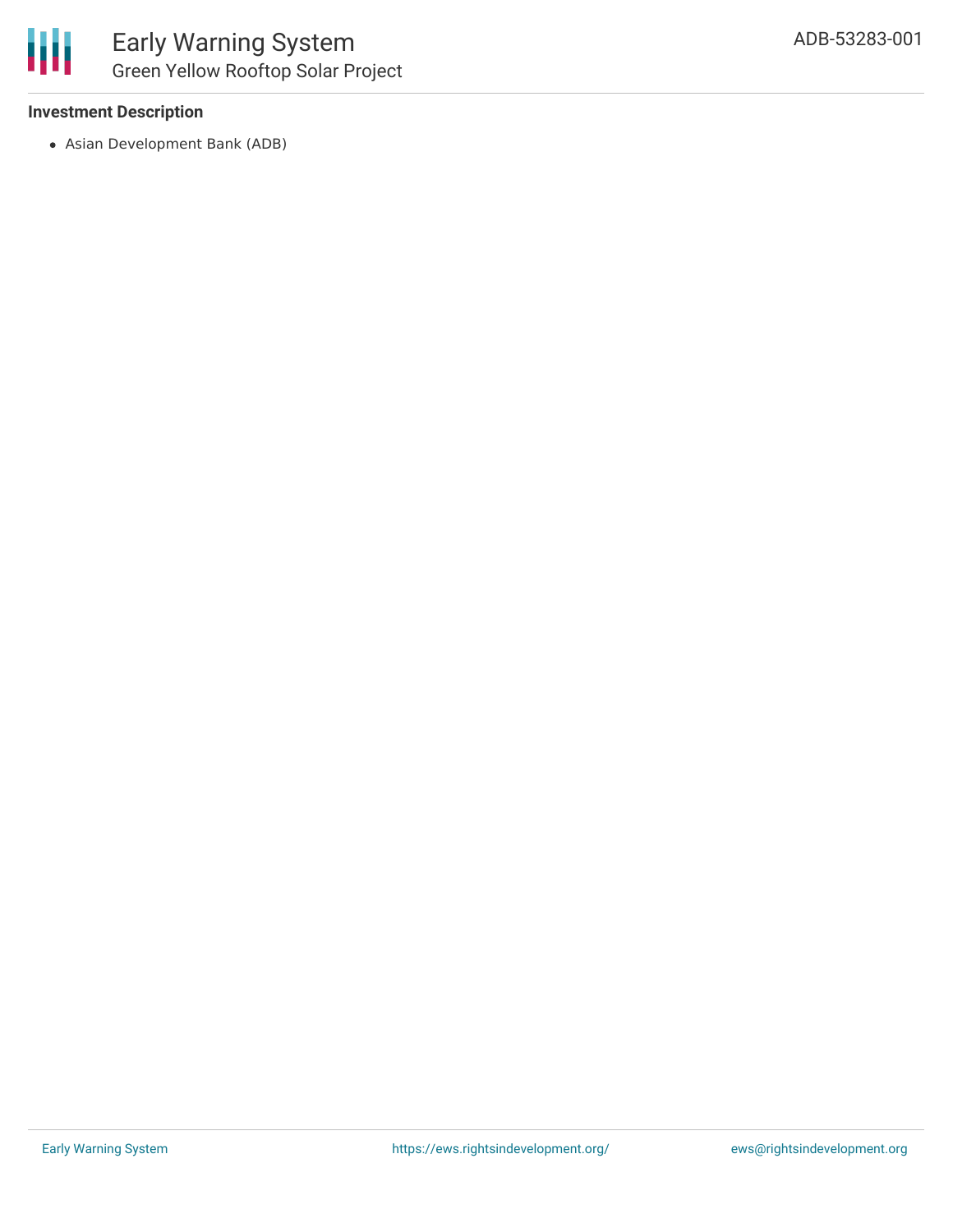### Investment Description

- Asian Development Bank (ADB)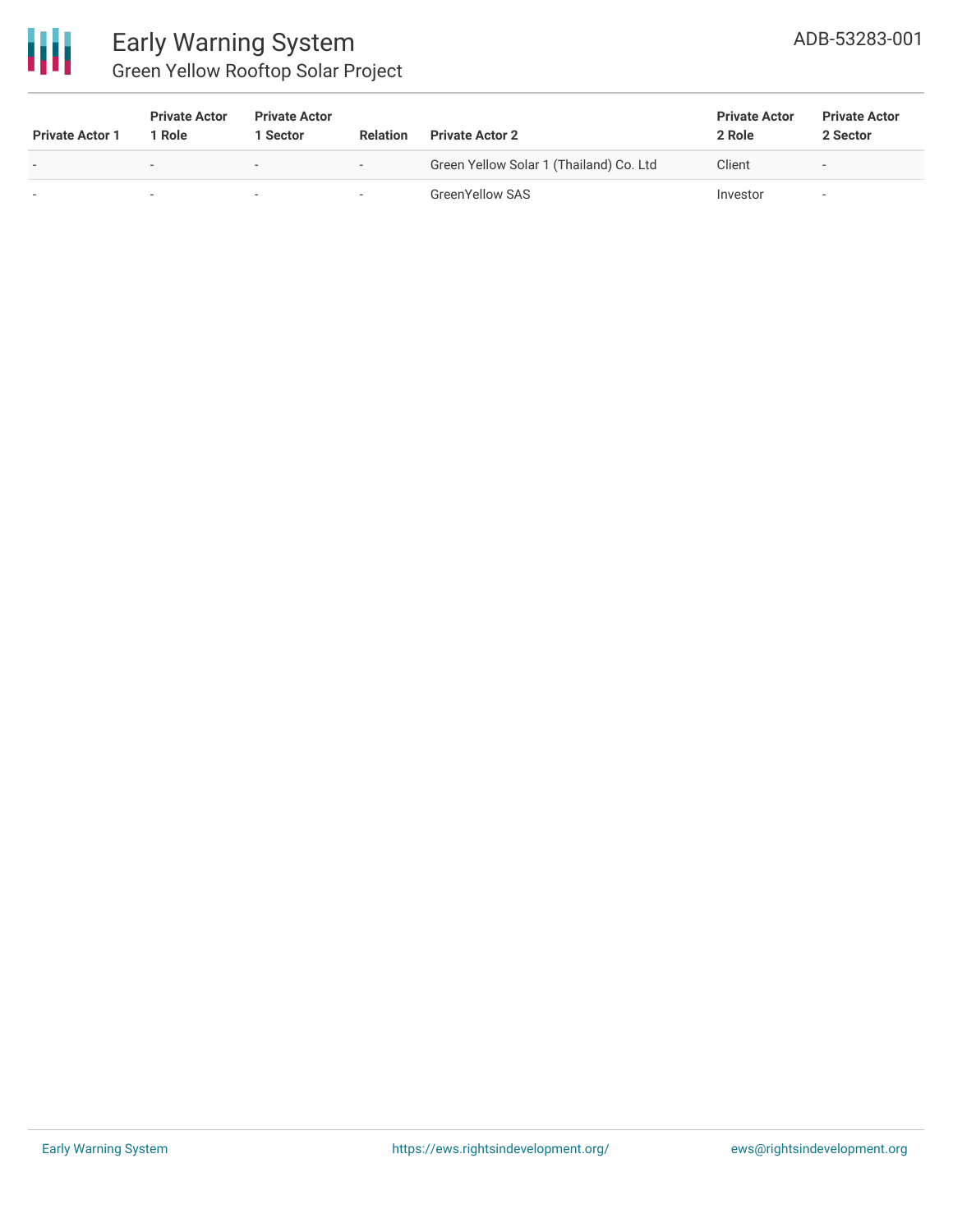| Private Actor 1 | Private Actor 1 Role | Private Actor 1 Sector | Relation | Private Actor 2 | Private Actor 2 Role | Private Actor 2 Sector |
|---|---|---|---|---|---|---|
| - | - | - | - | Green Yellow Solar 1 (Thailand) Co. Ltd | Client | - |
| - | - | - | - | GreenYellow SAS | Investor | - |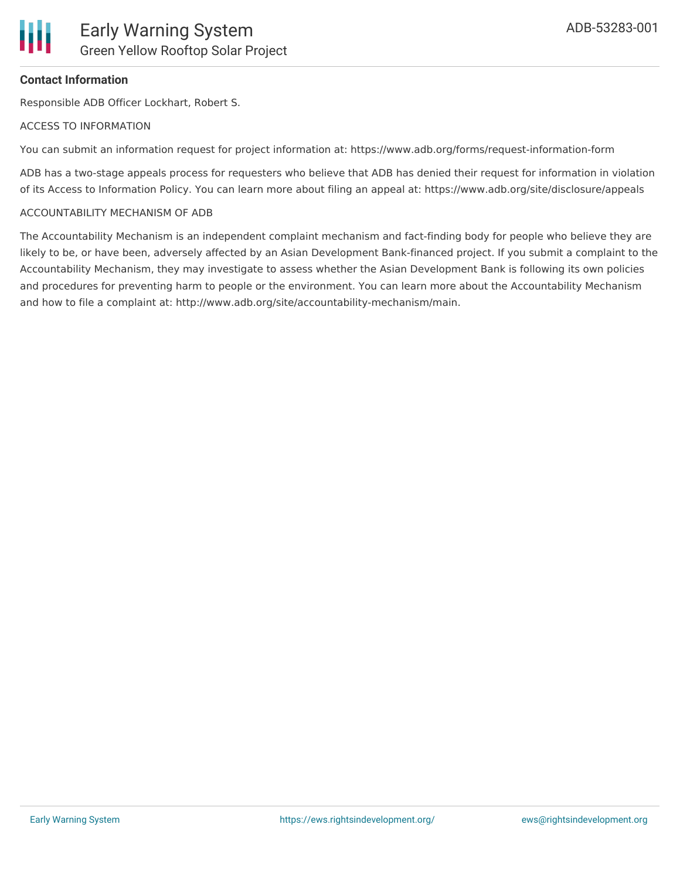**Contact Information**

Responsible ADB Officer Lockhart, Robert S.

ACCESS TO INFORMATION

You can submit an information request for project information at: https://www.adb.org/forms/request-information-form

ADB has a two-stage appeals process for requesters who believe that ADB has denied their request for information in violation of its Access to Information Policy. You can learn more about filing an appeal at: https://www.adb.org/site/disclosure/appeals

ACCOUNTABILITY MECHANISM OF ADB

The Accountability Mechanism is an independent complaint mechanism and fact-finding body for people who believe they are likely to be, or have been, adversely affected by an Asian Development Bank-financed project. If you submit a complaint to the Accountability Mechanism, they may investigate to assess whether the Asian Development Bank is following its own policies and procedures for preventing harm to people or the environment. You can learn more about the Accountability Mechanism and how to file a complaint at: http://www.adb.org/site/accountability-mechanism/main.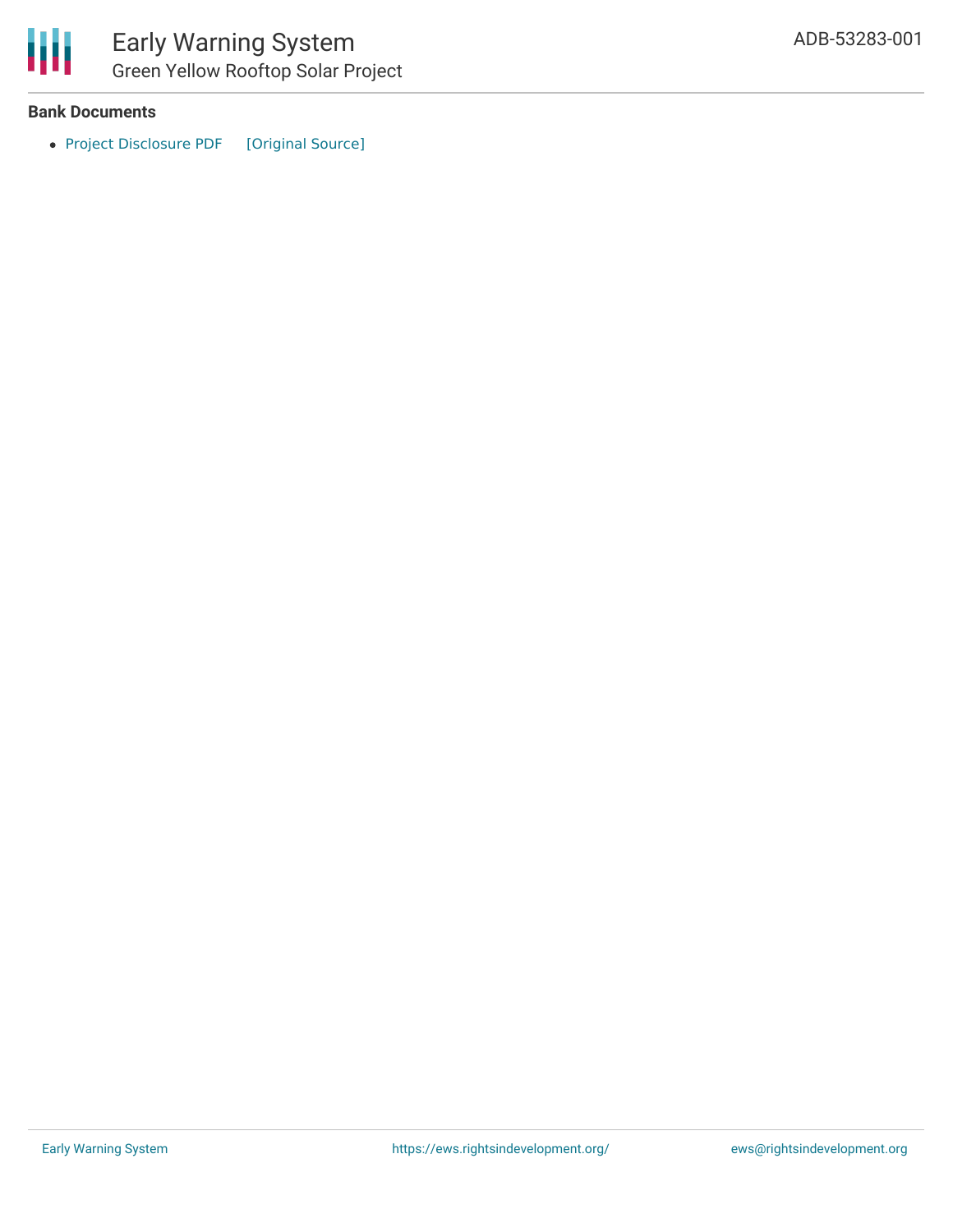**Bank Documents**

- Project Disclosure PDF [Original Source]